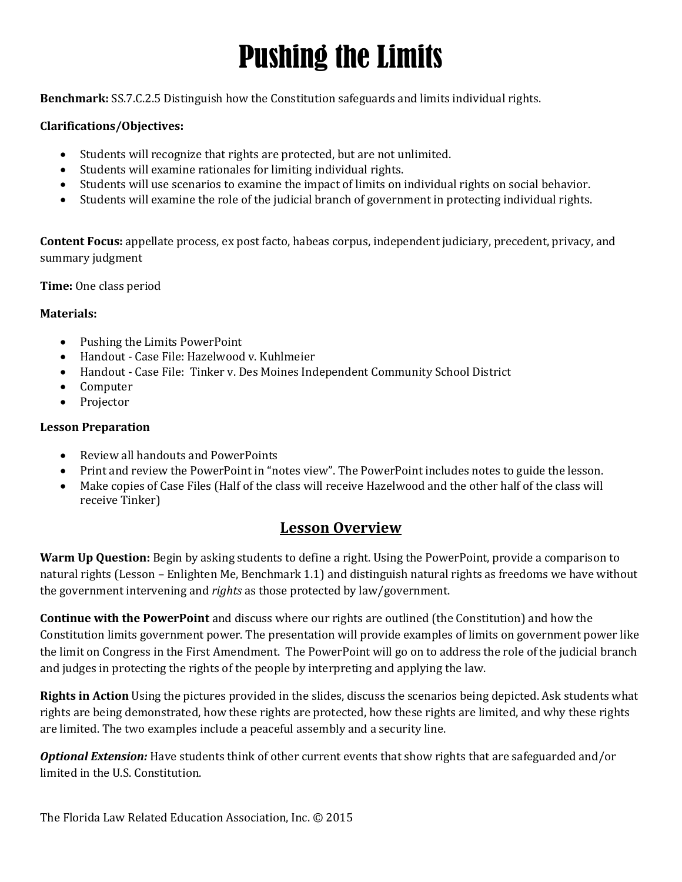# Pushing the Limits

**Benchmark:** SS.7.C.2.5 Distinguish how the Constitution safeguards and limits individual rights.

**Clarifications/Objectives:**

- Students will recognize that rights are protected, but are not unlimited.
- Students will examine rationales for limiting individual rights.
- Students will use scenarios to examine the impact of limits on individual rights on social behavior.
- Students will examine the role of the judicial branch of government in protecting individual rights.

**Content Focus:** appellate process, ex post facto, habeas corpus, independent judiciary, precedent, privacy, and summary judgment

**Time:** One class period

**Materials:**

- Pushing the Limits PowerPoint
- Handout - Case File: Hazelwood v. Kuhlmeier
- Handout - Case File: Tinker v. Des Moines Independent Community School District
- Computer
- Projector

**Lesson Preparation**

- Review all handouts and PowerPoints
- Print and review the PowerPoint in "notes view". The PowerPoint includes notes to guide the lesson.
- Make copies of Case Files (Half of the class will receive Hazelwood and the other half of the class will receive Tinker)

## Lesson Overview

**Warm Up Question:** Begin by asking students to define a right. Using the PowerPoint, provide a comparison to natural rights (Lesson – Enlighten Me, Benchmark 1.1) and distinguish natural rights as freedoms we have without the government intervening and *rights* as those protected by law/government.

**Continue with the PowerPoint** and discuss where our rights are outlined (the Constitution) and how the Constitution limits government power. The presentation will provide examples of limits on government power like the limit on Congress in the First Amendment. The PowerPoint will go on to address the role of the judicial branch and judges in protecting the rights of the people by interpreting and applying the law.

**Rights in Action** Using the pictures provided in the slides, discuss the scenarios being depicted. Ask students what rights are being demonstrated, how these rights are protected, how these rights are limited, and why these rights are limited. The two examples include a peaceful assembly and a security line.

***Optional Extension:*** Have students think of other current events that show rights that are safeguarded and/or limited in the U.S. Constitution.

The Florida Law Related Education Association, Inc. © 2015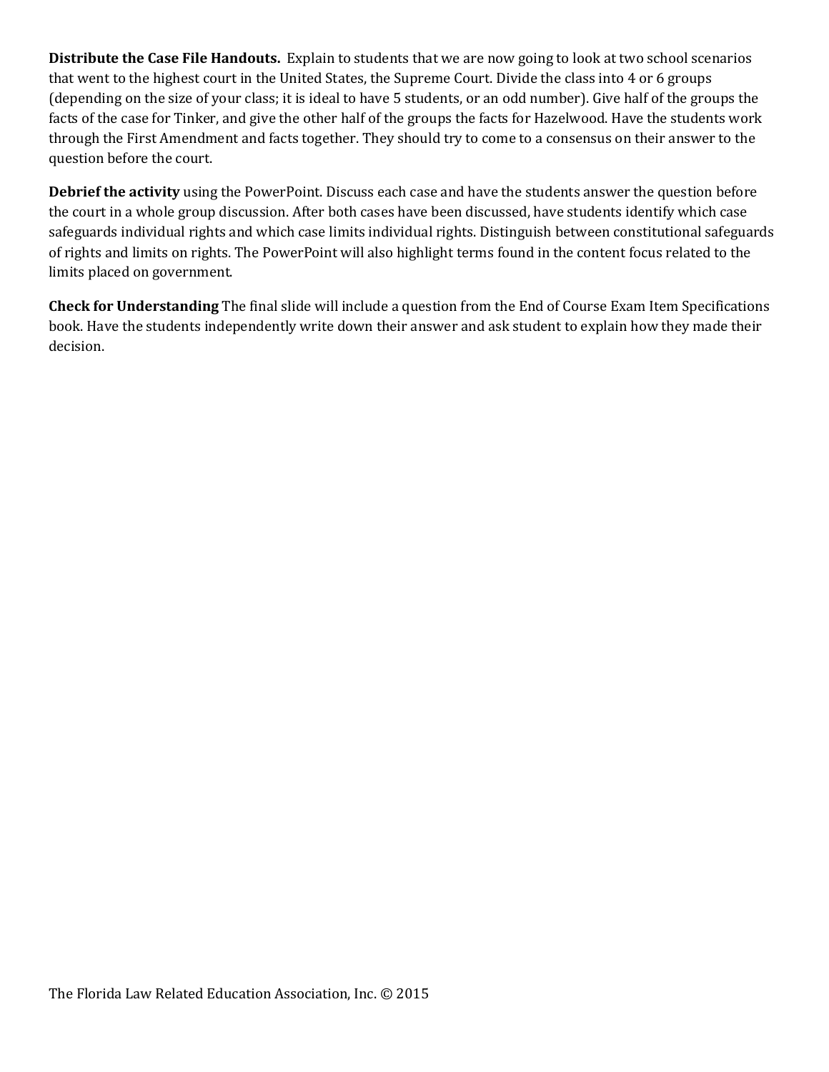**Distribute the Case File Handouts.** Explain to students that we are now going to look at two school scenarios that went to the highest court in the United States, the Supreme Court. Divide the class into 4 or 6 groups (depending on the size of your class; it is ideal to have 5 students, or an odd number). Give half of the groups the facts of the case for Tinker, and give the other half of the groups the facts for Hazelwood. Have the students work through the First Amendment and facts together. They should try to come to a consensus on their answer to the question before the court.

**Debrief the activity** using the PowerPoint. Discuss each case and have the students answer the question before the court in a whole group discussion. After both cases have been discussed, have students identify which case safeguards individual rights and which case limits individual rights. Distinguish between constitutional safeguards of rights and limits on rights. The PowerPoint will also highlight terms found in the content focus related to the limits placed on government.

**Check for Understanding** The final slide will include a question from the End of Course Exam Item Specifications book. Have the students independently write down their answer and ask student to explain how they made their decision.

The Florida Law Related Education Association, Inc. © 2015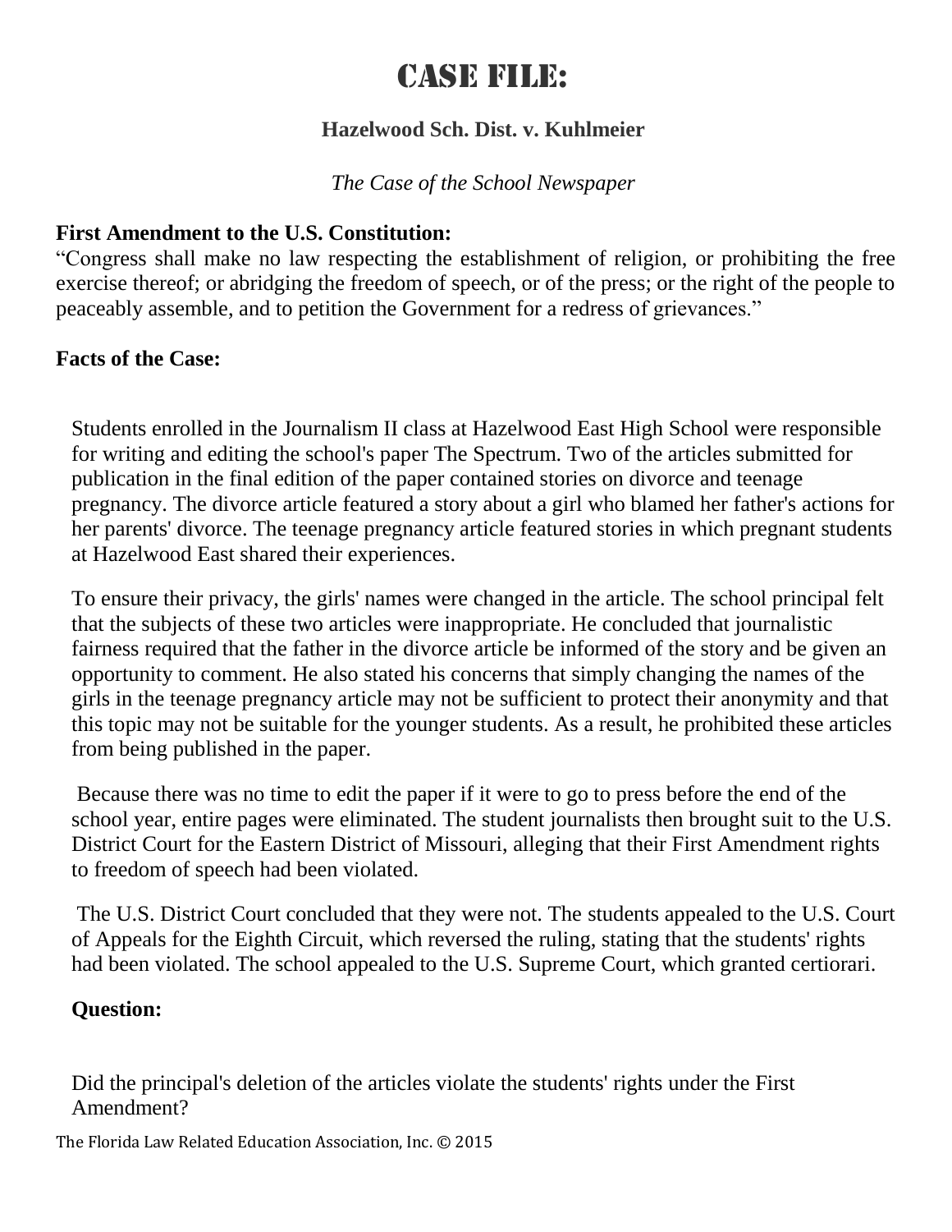# CASE FILE:

### Hazelwood Sch. Dist. v. Kuhlmeier

*The Case of the School Newspaper*

**First Amendment to the U.S. Constitution:**
"Congress shall make no law respecting the establishment of religion, or prohibiting the free exercise thereof; or abridging the freedom of speech, or of the press; or the right of the people to peaceably assemble, and to petition the Government for a redress of grievances."

**Facts of the Case:**

Students enrolled in the Journalism II class at Hazelwood East High School were responsible for writing and editing the school's paper The Spectrum. Two of the articles submitted for publication in the final edition of the paper contained stories on divorce and teenage pregnancy. The divorce article featured a story about a girl who blamed her father's actions for her parents' divorce. The teenage pregnancy article featured stories in which pregnant students at Hazelwood East shared their experiences.

To ensure their privacy, the girls' names were changed in the article. The school principal felt that the subjects of these two articles were inappropriate. He concluded that journalistic fairness required that the father in the divorce article be informed of the story and be given an opportunity to comment. He also stated his concerns that simply changing the names of the girls in the teenage pregnancy article may not be sufficient to protect their anonymity and that this topic may not be suitable for the younger students. As a result, he prohibited these articles from being published in the paper.

Because there was no time to edit the paper if it were to go to press before the end of the school year, entire pages were eliminated. The student journalists then brought suit to the U.S. District Court for the Eastern District of Missouri, alleging that their First Amendment rights to freedom of speech had been violated.

The U.S. District Court concluded that they were not. The students appealed to the U.S. Court of Appeals for the Eighth Circuit, which reversed the ruling, stating that the students' rights had been violated. The school appealed to the U.S. Supreme Court, which granted certiorari.

**Question:**

Did the principal's deletion of the articles violate the students' rights under the First Amendment?

The Florida Law Related Education Association, Inc. © 2015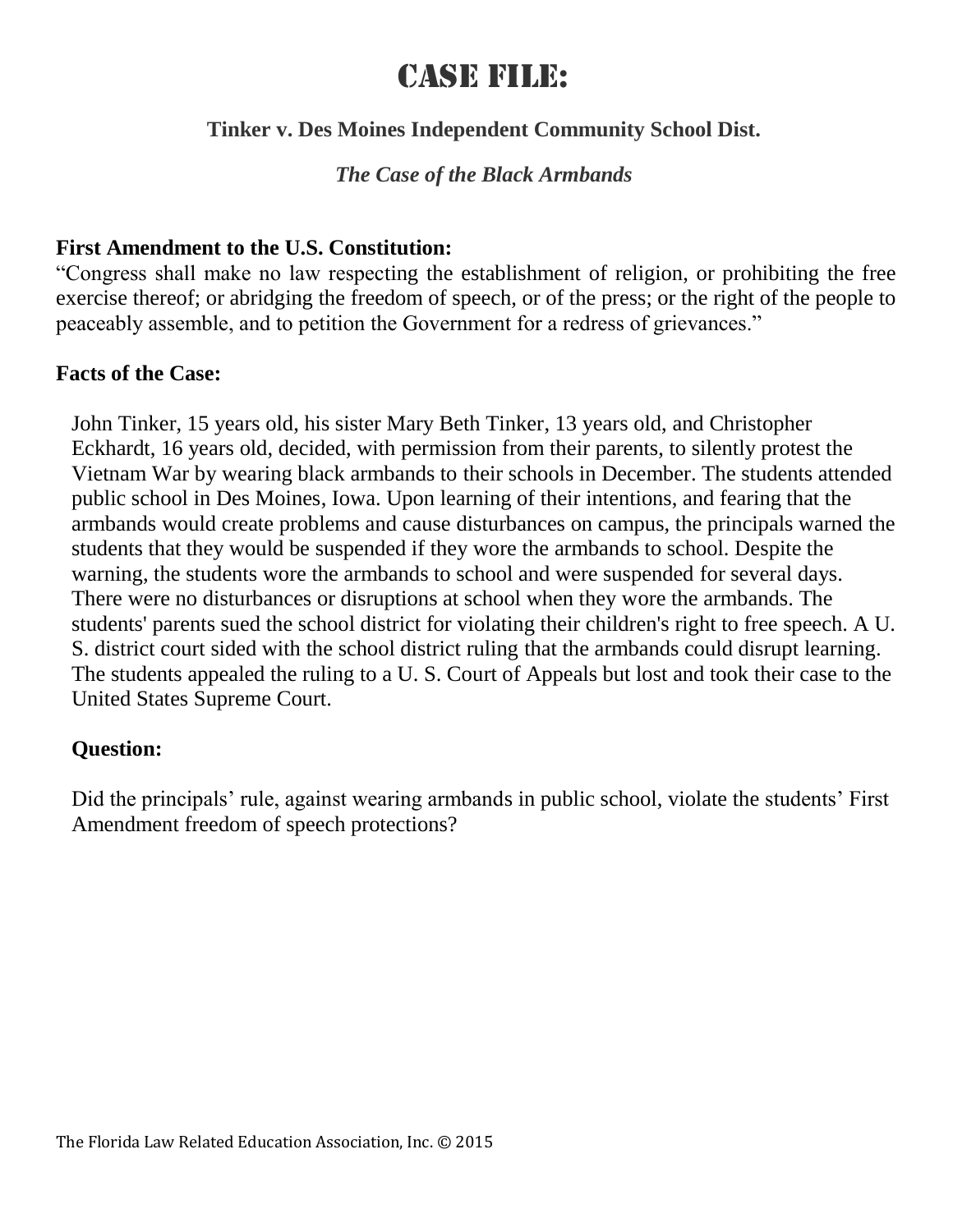# CASE FILE:

**Tinker v. Des Moines Independent Community School Dist.**

***The Case of the Black Armbands***

**First Amendment to the U.S. Constitution:**
"Congress shall make no law respecting the establishment of religion, or prohibiting the free exercise thereof; or abridging the freedom of speech, or of the press; or the right of the people to peaceably assemble, and to petition the Government for a redress of grievances."

**Facts of the Case:**

John Tinker, 15 years old, his sister Mary Beth Tinker, 13 years old, and Christopher Eckhardt, 16 years old, decided, with permission from their parents, to silently protest the Vietnam War by wearing black armbands to their schools in December. The students attended public school in Des Moines, Iowa. Upon learning of their intentions, and fearing that the armbands would create problems and cause disturbances on campus, the principals warned the students that they would be suspended if they wore the armbands to school. Despite the warning, the students wore the armbands to school and were suspended for several days. There were no disturbances or disruptions at school when they wore the armbands. The students' parents sued the school district for violating their children's right to free speech. A U. S. district court sided with the school district ruling that the armbands could disrupt learning. The students appealed the ruling to a U. S. Court of Appeals but lost and took their case to the United States Supreme Court.

**Question:**

Did the principals' rule, against wearing armbands in public school, violate the students' First Amendment freedom of speech protections?

The Florida Law Related Education Association, Inc. © 2015